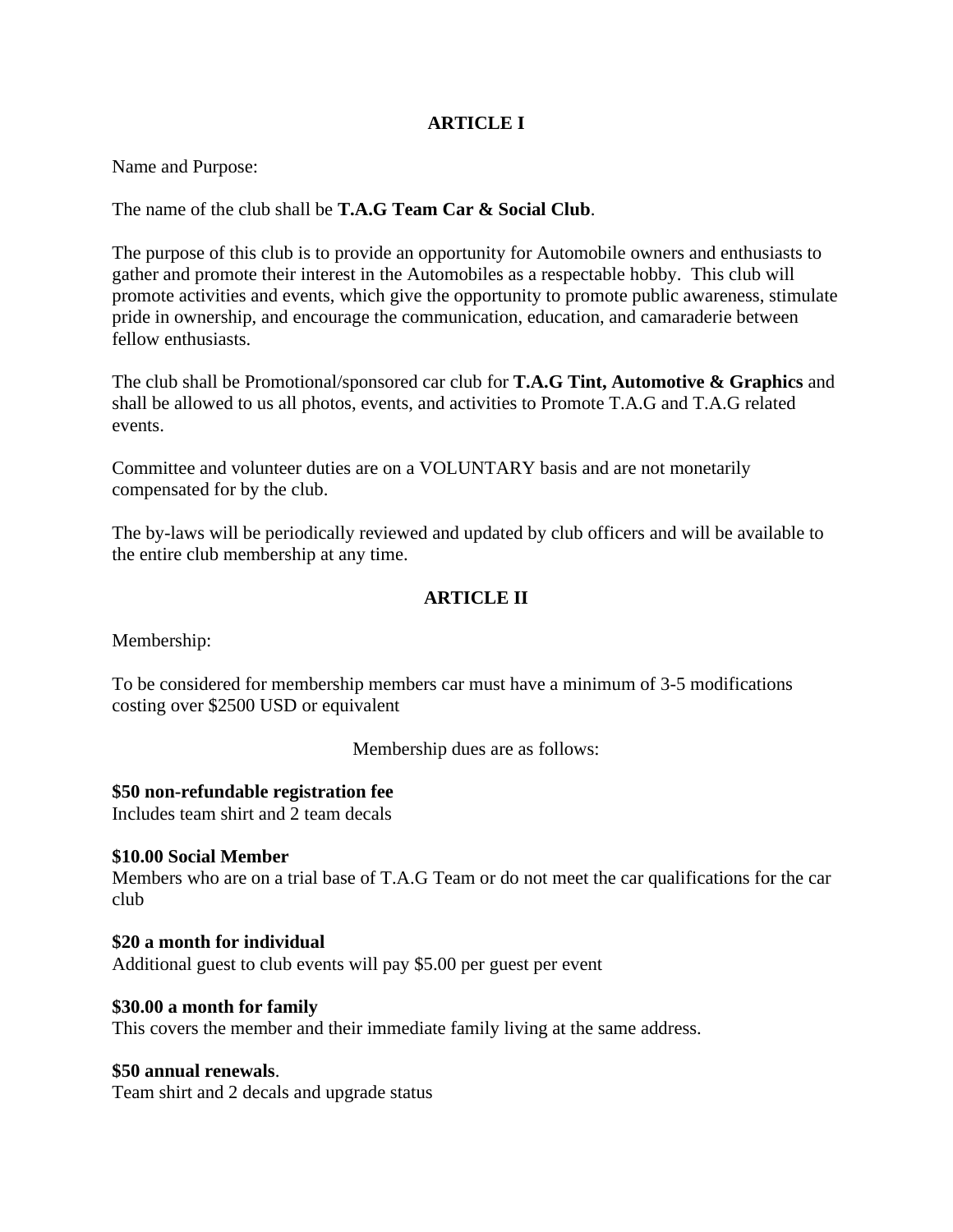## ARTICLE I

Name and Purpose:

The name of the club shall be **T.A.G Team Car & Social Club**.

The purpose of this club is to provide an opportunity for Automobile owners and enthusiasts to gather and promote their interest in the Automobiles as a respectable hobby. This club will promote activities and events, which give the opportunity to promote public awareness, stimulate pride in ownership, and encourage the communication, education, and camaraderie between fellow enthusiasts.

The club shall be Promotional/sponsored car club for **T.A.G Tint, Automotive & Graphics** and shall be allowed to us all photos, events, and activities to Promote T.A.G and T.A.G related events.

Committee and volunteer duties are on a VOLUNTARY basis and are not monetarily compensated for by the club.

The by-laws will be periodically reviewed and updated by club officers and will be available to the entire club membership at any time.

## ARTICLE II

Membership:

To be considered for membership members car must have a minimum of 3-5 modifications costing over $2500 USD or equivalent

Membership dues are as follows:

**$50 non-refundable registration fee**
Includes team shirt and 2 team decals

**$10.00 Social Member**
Members who are on a trial base of T.A.G Team or do not meet the car qualifications for the car club

**$20 a month for individual**
Additional guest to club events will pay $5.00 per guest per event

**$30.00 a month for family**
This covers the member and their immediate family living at the same address.

**$50 annual renewals**.
Team shirt and 2 decals and upgrade status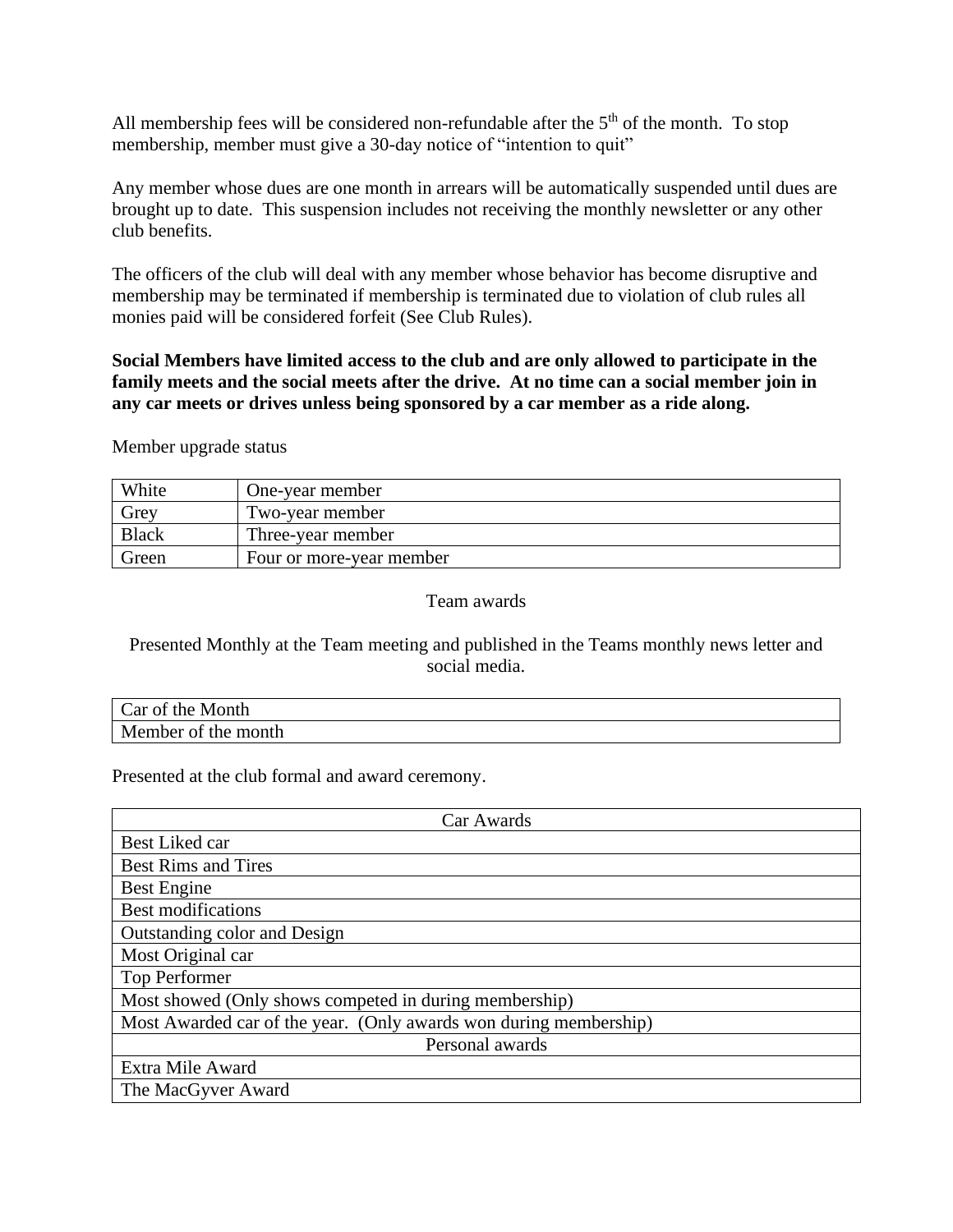All membership fees will be considered non-refundable after the 5th of the month. To stop membership, member must give a 30-day notice of "intention to quit"

Any member whose dues are one month in arrears will be automatically suspended until dues are brought up to date. This suspension includes not receiving the monthly newsletter or any other club benefits.

The officers of the club will deal with any member whose behavior has become disruptive and membership may be terminated if membership is terminated due to violation of club rules all monies paid will be considered forfeit (See Club Rules).

**Social Members have limited access to the club and are only allowed to participate in the family meets and the social meets after the drive. At no time can a social member join in any car meets or drives unless being sponsored by a car member as a ride along.**

Member upgrade status

| | |
|---|---|
| White | One-year member |
| Grey | Two-year member |
| Black | Three-year member |
| Green | Four or more-year member |

Team awards

Presented Monthly at the Team meeting and published in the Teams monthly news letter and social media.

| |
|---|
| Car of the Month |
| Member of the month |

Presented at the club formal and award ceremony.

| Car Awards |
|---|
| Best Liked car |
| Best Rims and Tires |
| Best Engine |
| Best modifications |
| Outstanding color and Design |
| Most Original car |
| Top Performer |
| Most showed (Only shows competed in during membership) |
| Most Awarded car of the year. (Only awards won during membership) |
| Personal awards |
| Extra Mile Award |
| The MacGyver Award |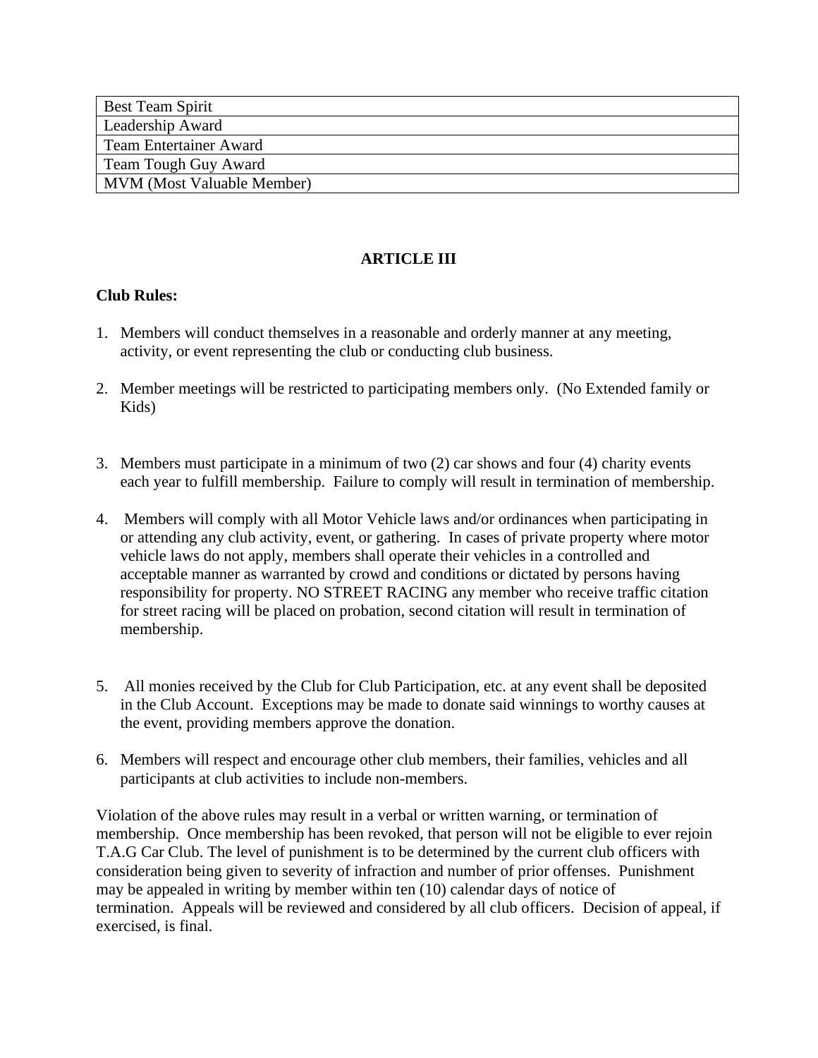| Best Team Spirit |
| --- |
| Leadership Award |
| Team Entertainer Award |
| Team Tough Guy Award |
| MVM (Most Valuable Member) |

## ARTICLE III

**Club Rules:**

1. Members will conduct themselves in a reasonable and orderly manner at any meeting, activity, or event representing the club or conducting club business.

2. Member meetings will be restricted to participating members only. (No Extended family or Kids)

3. Members must participate in a minimum of two (2) car shows and four (4) charity events each year to fulfill membership. Failure to comply will result in termination of membership.

4. Members will comply with all Motor Vehicle laws and/or ordinances when participating in or attending any club activity, event, or gathering. In cases of private property where motor vehicle laws do not apply, members shall operate their vehicles in a controlled and acceptable manner as warranted by crowd and conditions or dictated by persons having responsibility for property. NO STREET RACING any member who receive traffic citation for street racing will be placed on probation, second citation will result in termination of membership.

5. All monies received by the Club for Club Participation, etc. at any event shall be deposited in the Club Account. Exceptions may be made to donate said winnings to worthy causes at the event, providing members approve the donation.

6. Members will respect and encourage other club members, their families, vehicles and all participants at club activities to include non-members.

Violation of the above rules may result in a verbal or written warning, or termination of membership. Once membership has been revoked, that person will not be eligible to ever rejoin T.A.G Car Club. The level of punishment is to be determined by the current club officers with consideration being given to severity of infraction and number of prior offenses. Punishment may be appealed in writing by member within ten (10) calendar days of notice of termination. Appeals will be reviewed and considered by all club officers. Decision of appeal, if exercised, is final.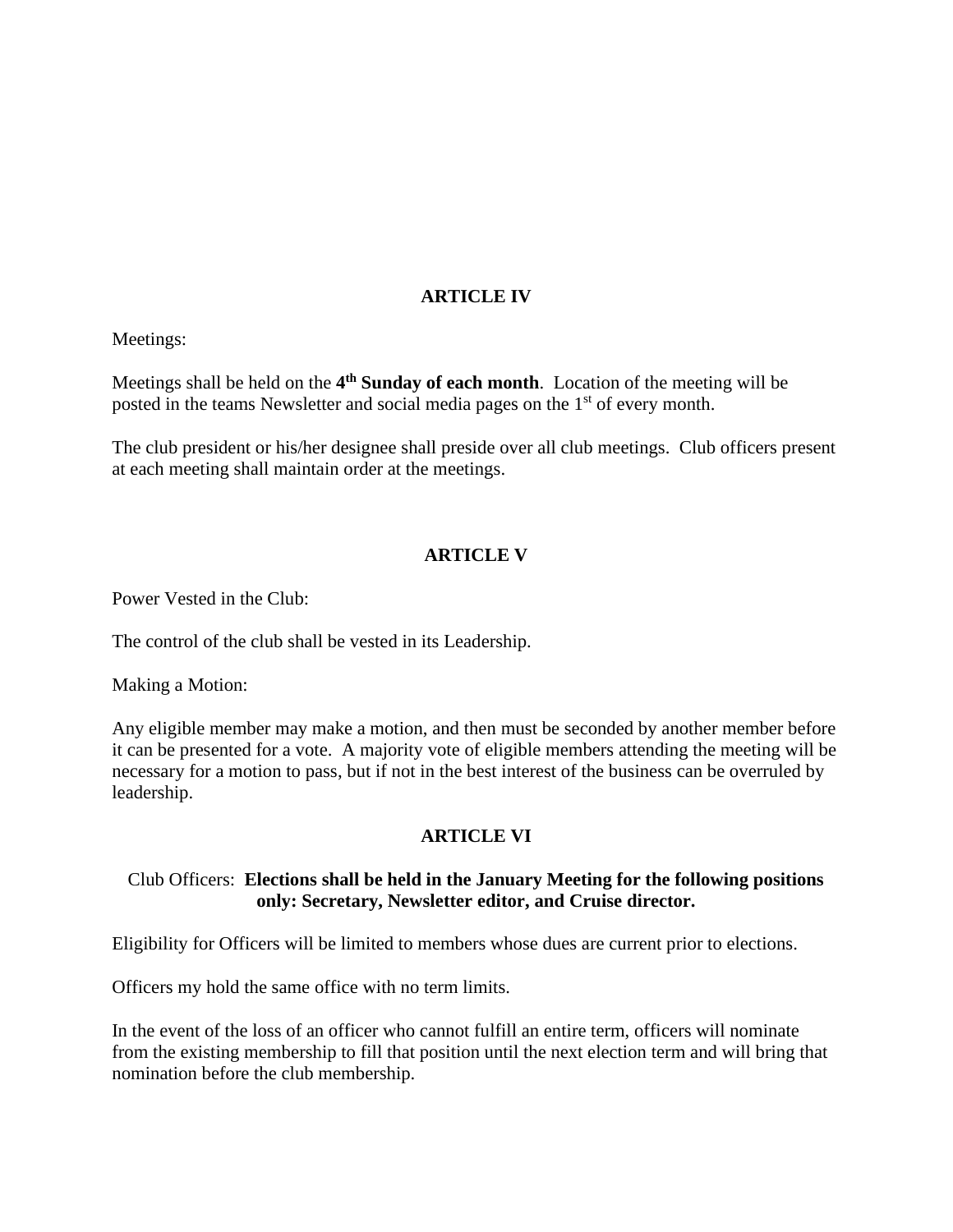## ARTICLE IV

Meetings:

Meetings shall be held on the **4th Sunday of each month**. Location of the meeting will be posted in the teams Newsletter and social media pages on the 1st of every month.

The club president or his/her designee shall preside over all club meetings. Club officers present at each meeting shall maintain order at the meetings.

## ARTICLE V

Power Vested in the Club:

The control of the club shall be vested in its Leadership.

Making a Motion:

Any eligible member may make a motion, and then must be seconded by another member before it can be presented for a vote. A majority vote of eligible members attending the meeting will be necessary for a motion to pass, but if not in the best interest of the business can be overruled by leadership.

## ARTICLE VI

Club Officers: **Elections shall be held in the January Meeting for the following positions only: Secretary, Newsletter editor, and Cruise director.**

Eligibility for Officers will be limited to members whose dues are current prior to elections.

Officers my hold the same office with no term limits.

In the event of the loss of an officer who cannot fulfill an entire term, officers will nominate from the existing membership to fill that position until the next election term and will bring that nomination before the club membership.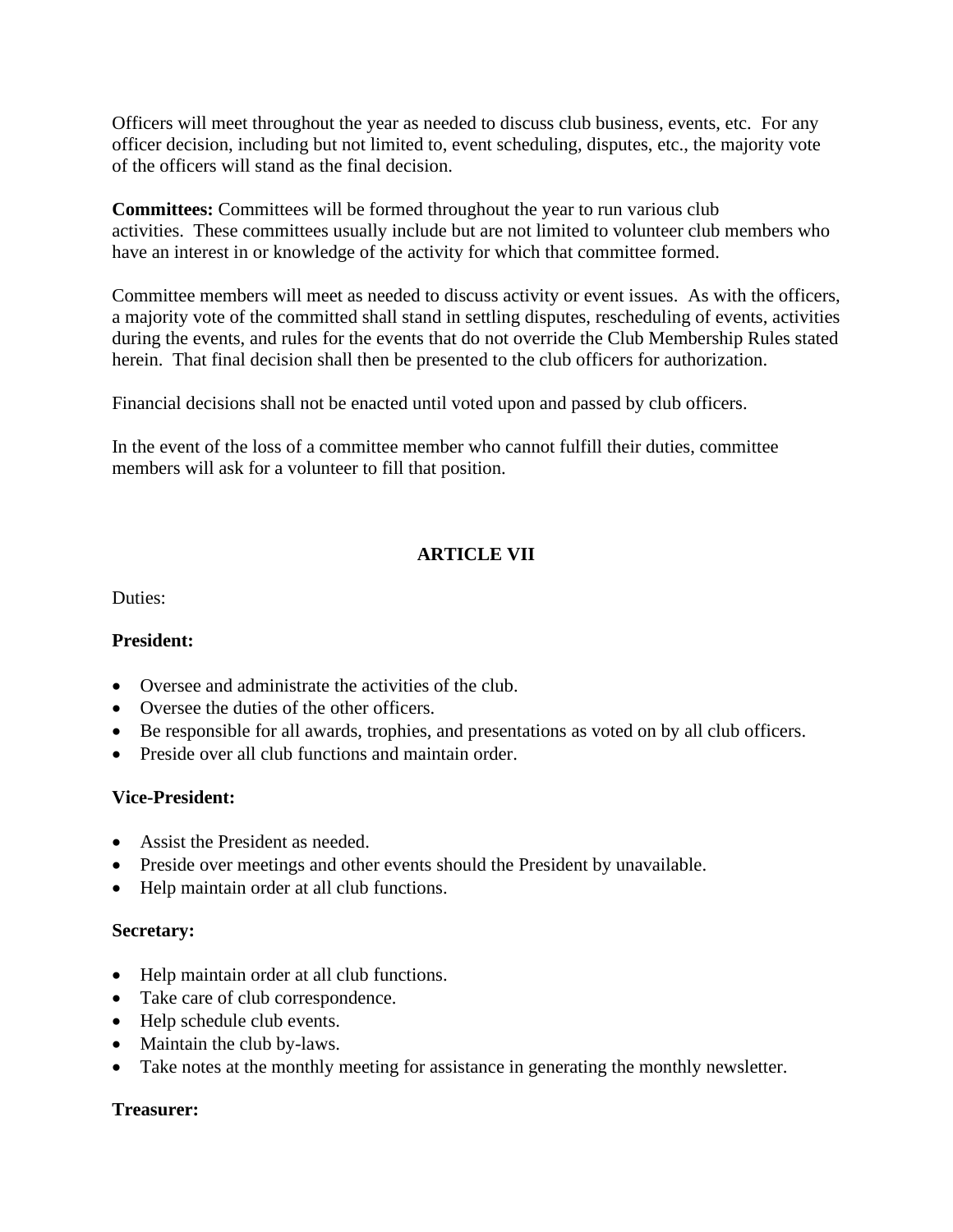Officers will meet throughout the year as needed to discuss club business, events, etc. For any officer decision, including but not limited to, event scheduling, disputes, etc., the majority vote of the officers will stand as the final decision.

**Committees:** Committees will be formed throughout the year to run various club activities. These committees usually include but are not limited to volunteer club members who have an interest in or knowledge of the activity for which that committee formed.

Committee members will meet as needed to discuss activity or event issues. As with the officers, a majority vote of the committed shall stand in settling disputes, rescheduling of events, activities during the events, and rules for the events that do not override the Club Membership Rules stated herein. That final decision shall then be presented to the club officers for authorization.

Financial decisions shall not be enacted until voted upon and passed by club officers.

In the event of the loss of a committee member who cannot fulfill their duties, committee members will ask for a volunteer to fill that position.

## ARTICLE VII

Duties:

**President:**

- Oversee and administrate the activities of the club.
- Oversee the duties of the other officers.
- Be responsible for all awards, trophies, and presentations as voted on by all club officers.
- Preside over all club functions and maintain order.

**Vice-President:**

- Assist the President as needed.
- Preside over meetings and other events should the President by unavailable.
- Help maintain order at all club functions.

**Secretary:**

- Help maintain order at all club functions.
- Take care of club correspondence.
- Help schedule club events.
- Maintain the club by-laws.
- Take notes at the monthly meeting for assistance in generating the monthly newsletter.

**Treasurer:**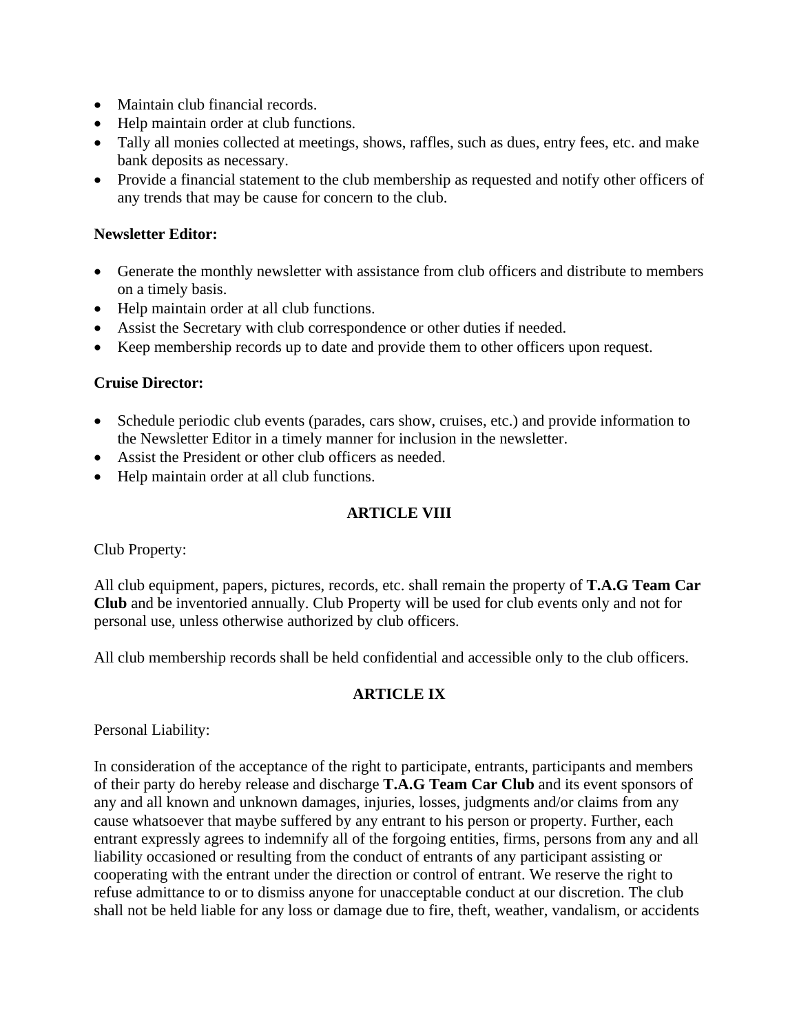- Maintain club financial records.
- Help maintain order at club functions.
- Tally all monies collected at meetings, shows, raffles, such as dues, entry fees, etc. and make bank deposits as necessary.
- Provide a financial statement to the club membership as requested and notify other officers of any trends that may be cause for concern to the club.

**Newsletter Editor:**

- Generate the monthly newsletter with assistance from club officers and distribute to members on a timely basis.
- Help maintain order at all club functions.
- Assist the Secretary with club correspondence or other duties if needed.
- Keep membership records up to date and provide them to other officers upon request.

**Cruise Director:**

- Schedule periodic club events (parades, cars show, cruises, etc.) and provide information to the Newsletter Editor in a timely manner for inclusion in the newsletter.
- Assist the President or other club officers as needed.
- Help maintain order at all club functions.

## ARTICLE VIII

Club Property:

All club equipment, papers, pictures, records, etc. shall remain the property of **T.A.G Team Car Club** and be inventoried annually. Club Property will be used for club events only and not for personal use, unless otherwise authorized by club officers.

All club membership records shall be held confidential and accessible only to the club officers.

## ARTICLE IX

Personal Liability:

In consideration of the acceptance of the right to participate, entrants, participants and members of their party do hereby release and discharge **T.A.G Team Car Club** and its event sponsors of any and all known and unknown damages, injuries, losses, judgments and/or claims from any cause whatsoever that maybe suffered by any entrant to his person or property. Further, each entrant expressly agrees to indemnify all of the forgoing entities, firms, persons from any and all liability occasioned or resulting from the conduct of entrants of any participant assisting or cooperating with the entrant under the direction or control of entrant. We reserve the right to refuse admittance to or to dismiss anyone for unacceptable conduct at our discretion. The club shall not be held liable for any loss or damage due to fire, theft, weather, vandalism, or accidents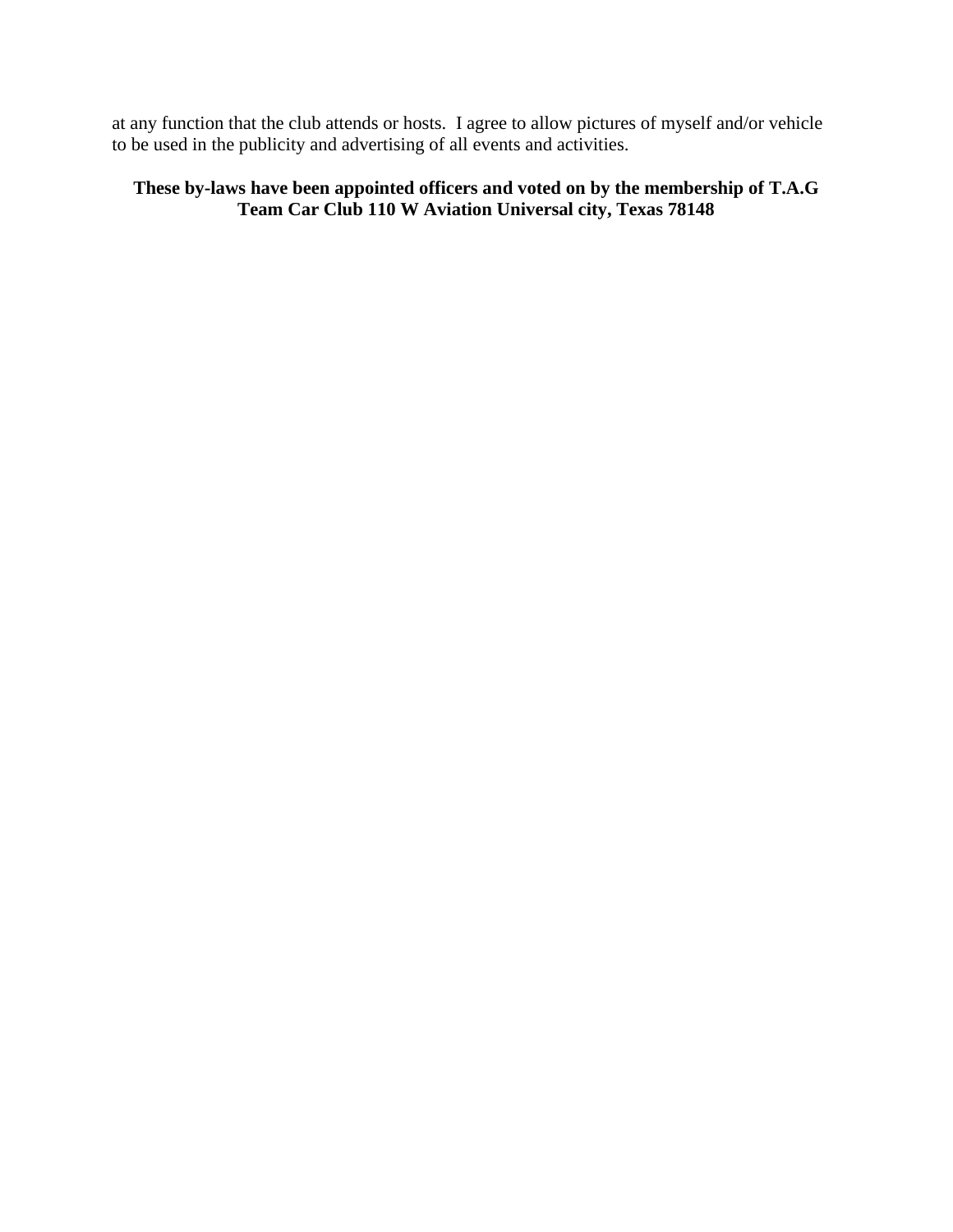at any function that the club attends or hosts. I agree to allow pictures of myself and/or vehicle to be used in the publicity and advertising of all events and activities.

**These by-laws have been appointed officers and voted on by the membership of T.A.G Team Car Club 110 W Aviation Universal city, Texas 78148**